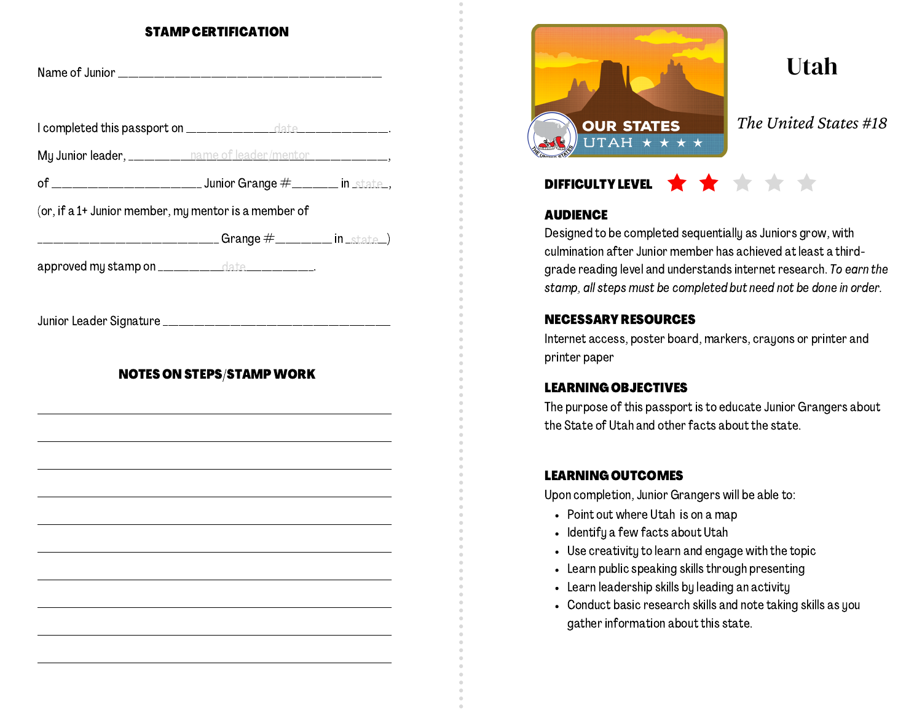## STAMP CERTIFICATION

Name of Junior ________________________________________

I completed this passport on _____________date_____________.

My Junior leader, ________name of leader/mentor___________,

of ______________________ Junior Grange #_______ in _state_,

(or, if a 1+ Junior member, my mentor is a member of

___________________________ Grange #________ in _state_)

approved my stamp on _________date__________.

Junior Leader Signature __________________________________

## NOTES ON STEPS/STAMP WORK

_______________________________________________________

_______________________________________________________

_______________________________________________________

_______________________________________________________

_______________________________________________________

_______________________________________________________

_______________________________________________________

_______________________________________________________

_______________________________________________________

_______________________________________________________

# Utah

*The United States #18*

**DIFFICULTY LEVEL** ★★☆☆☆

### AUDIENCE

Designed to be completed sequentially as Juniors grow, with culmination after Junior member has achieved at least a third-grade reading level and understands internet research. *To earn the stamp, all steps must be completed but need not be done in order.*

### NECESSARY RESOURCES

Internet access, poster board, markers, crayons or printer and printer paper

### LEARNING OBJECTIVES

The purpose of this passport is to educate Junior Grangers about the State of Utah and other facts about the state.

### LEARNING OUTCOMES

Upon completion, Junior Grangers will be able to:

- Point out where Utah is on a map
- Identify a few facts about Utah
- Use creativity to learn and engage with the topic
- Learn public speaking skills through presenting
- Learn leadership skills by leading an activity
- Conduct basic research skills and note taking skills as you gather information about this state.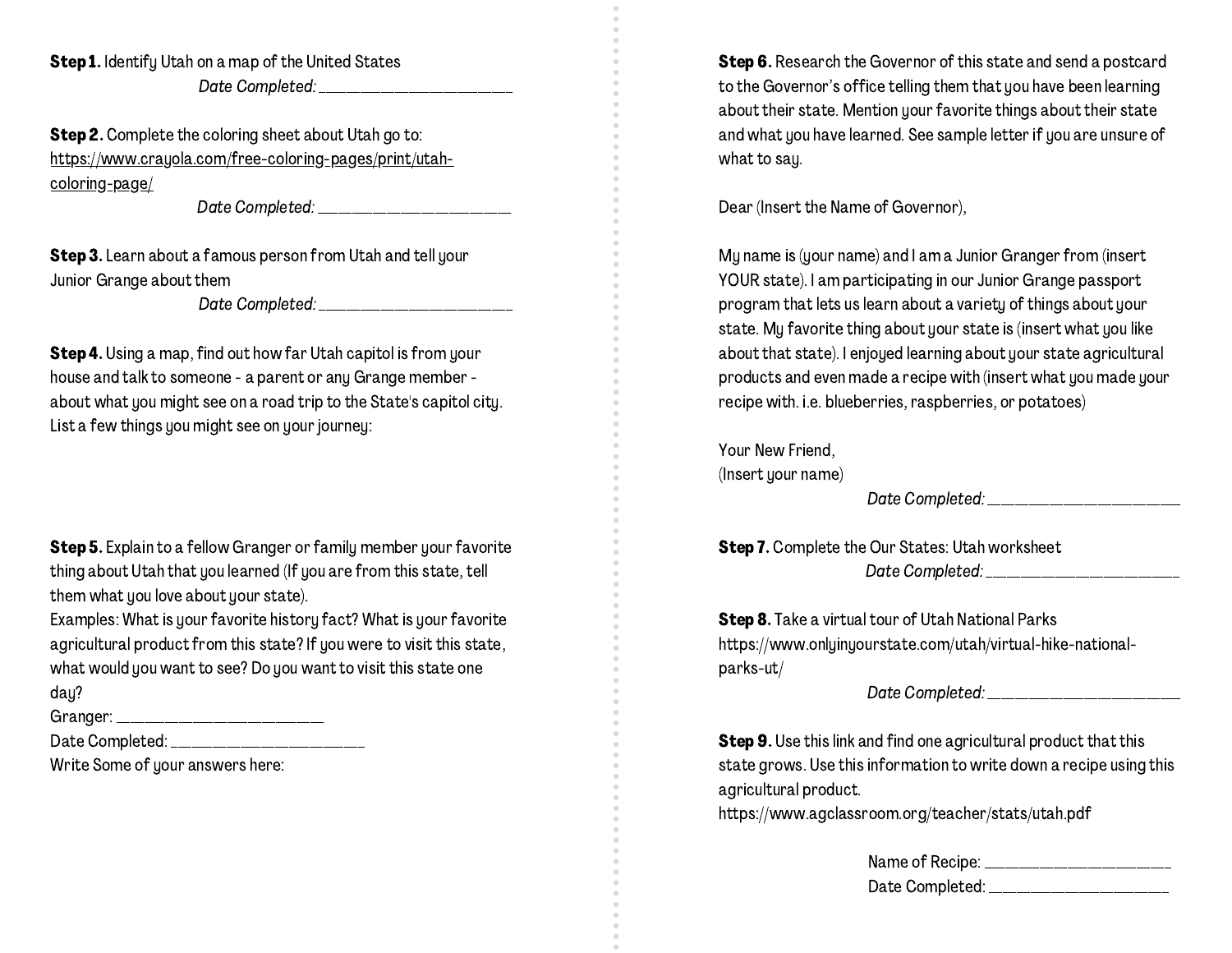**Step 1.** Identify Utah on a map of the United States

*Date Completed:* ______________________

**Step 2.** Complete the coloring sheet about Utah go to: https://www.crayola.com/free-coloring-pages/print/utah-coloring-page/

*Date Completed:* ______________________

**Step 3.** Learn about a famous person from Utah and tell your Junior Grange about them

*Date Completed:* ______________________

**Step 4.** Using a map, find out how far Utah capitol is from your house and talk to someone - a parent or any Grange member - about what you might see on a road trip to the State's capitol city. List a few things you might see on your journey:

**Step 5.** Explain to a fellow Granger or family member your favorite thing about Utah that you learned (If you are from this state, tell them what you love about your state).
Examples: What is your favorite history fact? What is your favorite agricultural product from this state? If you were to visit this state, what would you want to see? Do you want to visit this state one day?

Granger: ______________________

Date Completed: ______________________

Write Some of your answers here:

**Step 6.** Research the Governor of this state and send a postcard to the Governor's office telling them that you have been learning about their state. Mention your favorite things about their state and what you have learned. See sample letter if you are unsure of what to say.

Dear (Insert the Name of Governor),

My name is (your name) and I am a Junior Granger from (insert YOUR state). I am participating in our Junior Grange passport program that lets us learn about a variety of things about your state. My favorite thing about your state is (insert what you like about that state). I enjoyed learning about your state agricultural products and even made a recipe with (insert what you made your recipe with. i.e. blueberries, raspberries, or potatoes)

Your New Friend,
(Insert your name)

*Date Completed:* ______________________

**Step 7.** Complete the Our States: Utah worksheet

*Date Completed:* ______________________

**Step 8.** Take a virtual tour of Utah National Parks https://www.onlyinyourstate.com/utah/virtual-hike-national-parks-ut/

*Date Completed:* ______________________

**Step 9.** Use this link and find one agricultural product that this state grows. Use this information to write down a recipe using this agricultural product.
https://www.agclassroom.org/teacher/stats/utah.pdf

Name of Recipe: ______________________

Date Completed: ______________________